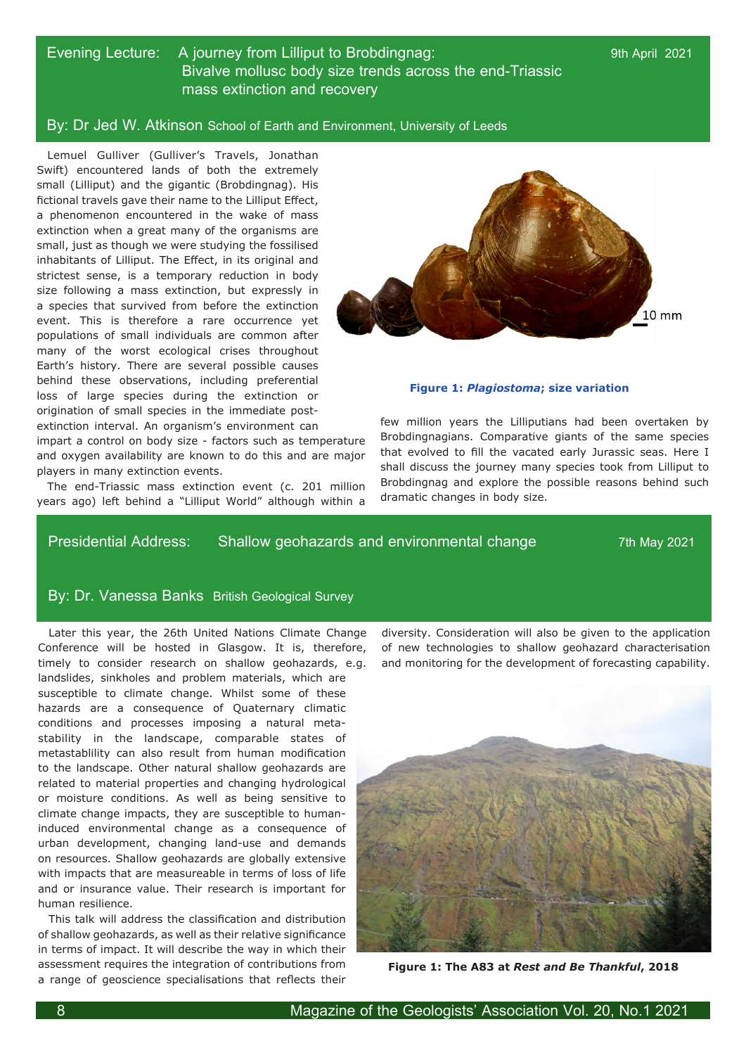## Evening Lecture: A journey from Lilliput to Brobdingnag: Bivalve mollusc body size trends across the end-Triassic mass extinction and recovery

9th April 2021

**By: Dr Jed W. Atkinson** School of Earth and Environment, University of Leeds

Lemuel Gulliver (Gulliver's Travels, Jonathan Swift) encountered lands of both the extremely small (Lilliput) and the gigantic (Brobdingnag). His fictional travels gave their name to the Lilliput Effect, a phenomenon encountered in the wake of mass extinction when a great many of the organisms are small, just as though we were studying the fossilised inhabitants of Lilliput. The Effect, in its original and strictest sense, is a temporary reduction in body size following a mass extinction, but expressly in a species that survived from before the extinction event. This is therefore a rare occurrence yet populations of small individuals are common after many of the worst ecological crises throughout Earth's history. There are several possible causes behind these observations, including preferential loss of large species during the extinction or origination of small species in the immediate post-extinction interval. An organism's environment can impart a control on body size - factors such as temperature and oxygen availability are known to do this and are major players in many extinction events.

The end-Triassic mass extinction event (c. 201 million years ago) left behind a "Lilliput World" although within a few million years the Lilliputians had been overtaken by Brobdingnagians. Comparative giants of the same species that evolved to fill the vacated early Jurassic seas. Here I shall discuss the journey many species took from Lilliput to Brobdingnag and explore the possible reasons behind such dramatic changes in body size.

**Figure 1: *Plagiostoma*; size variation**

## Presidential Address: Shallow geohazards and environmental change

7th May 2021

**By: Dr. Vanessa Banks** British Geological Survey

Later this year, the 26th United Nations Climate Change Conference will be hosted in Glasgow. It is, therefore, timely to consider research on shallow geohazards, e.g. landslides, sinkholes and problem materials, which are susceptible to climate change. Whilst some of these hazards are a consequence of Quaternary climatic conditions and processes imposing a natural meta-stability in the landscape, comparable states of metastablility can also result from human modification to the landscape. Other natural shallow geohazards are related to material properties and changing hydrological or moisture conditions. As well as being sensitive to climate change impacts, they are susceptible to human-induced environmental change as a consequence of urban development, changing land-use and demands on resources. Shallow geohazards are globally extensive with impacts that are measureable in terms of loss of life and or insurance value. Their research is important for human resilience.

This talk will address the classification and distribution of shallow geohazards, as well as their relative significance in terms of impact. It will describe the way in which their assessment requires the integration of contributions from a range of geoscience specialisations that reflects their diversity. Consideration will also be given to the application of new technologies to shallow geohazard characterisation and monitoring for the development of forecasting capability.

**Figure 1: The A83 at *Rest and Be Thankful*, 2018**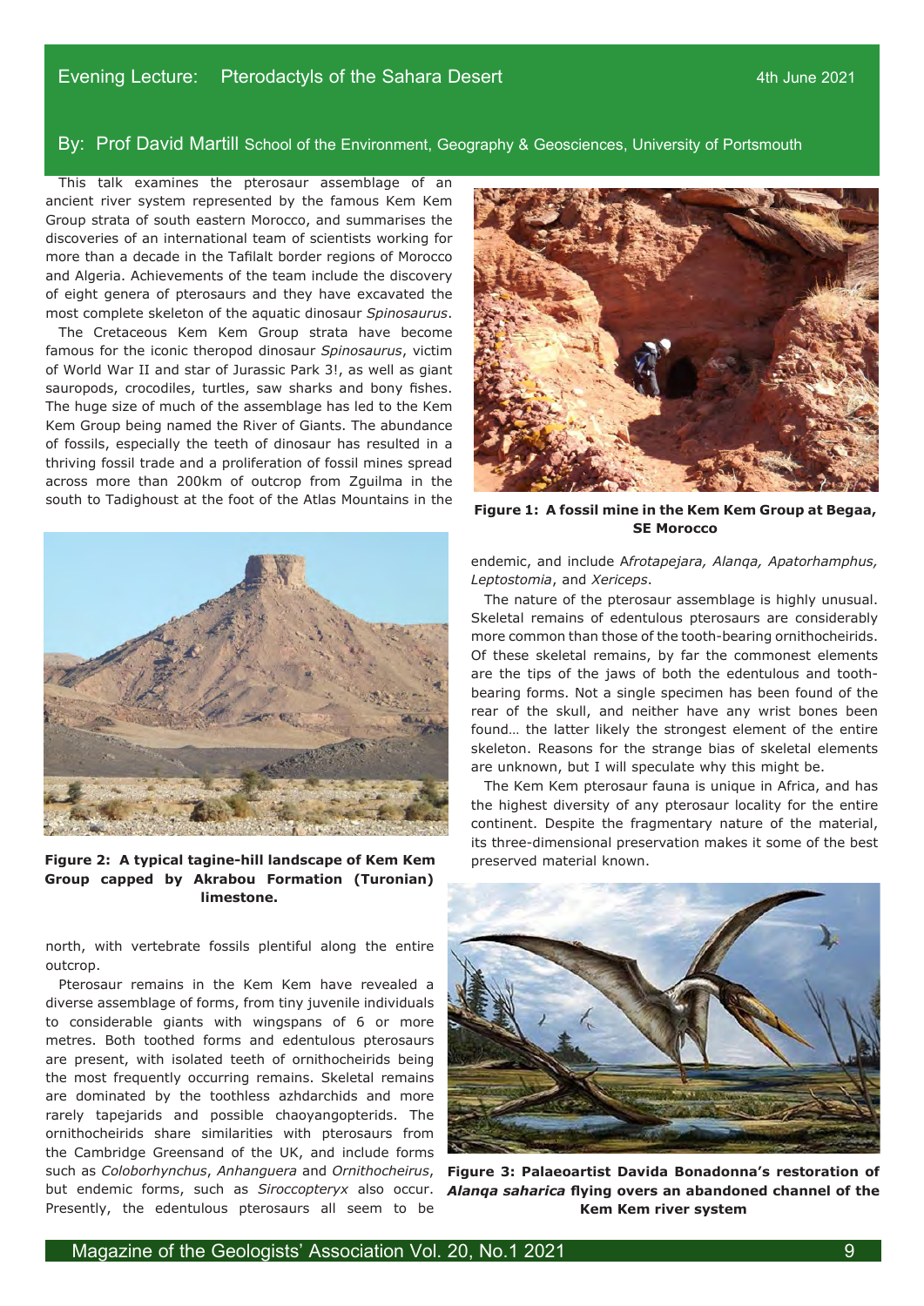## Evening Lecture: Pterodactyls of the Sahara Desert

4th June 2021

By: Prof David Martill School of the Environment, Geography & Geosciences, University of Portsmouth

This talk examines the pterosaur assemblage of an ancient river system represented by the famous Kem Kem Group strata of south eastern Morocco, and summarises the discoveries of an international team of scientists working for more than a decade in the Tafilalt border regions of Morocco and Algeria. Achievements of the team include the discovery of eight genera of pterosaurs and they have excavated the most complete skeleton of the aquatic dinosaur *Spinosaurus*.

The Cretaceous Kem Kem Group strata have become famous for the iconic theropod dinosaur *Spinosaurus*, victim of World War II and star of Jurassic Park 3!, as well as giant sauropods, crocodiles, turtles, saw sharks and bony fishes. The huge size of much of the assemblage has led to the Kem Kem Group being named the River of Giants. The abundance of fossils, especially the teeth of dinosaur has resulted in a thriving fossil trade and a proliferation of fossil mines spread across more than 200km of outcrop from Zguilma in the south to Tadighoust at the foot of the Atlas Mountains in the north, with vertebrate fossils plentiful along the entire outcrop.

**Figure 1: A fossil mine in the Kem Kem Group at Begaa, SE Morocco**

**Figure 2: A typical tagine-hill landscape of Kem Kem Group capped by Akrabou Formation (Turonian) limestone.**

Pterosaur remains in the Kem Kem have revealed a diverse assemblage of forms, from tiny juvenile individuals to considerable giants with wingspans of 6 or more metres. Both toothed forms and edentulous pterosaurs are present, with isolated teeth of ornithocheirids being the most frequently occurring remains. Skeletal remains are dominated by the toothless azhdarchids and more rarely tapejarids and possible chaoyangopterids. The ornithocheirids share similarities with pterosaurs from the Cambridge Greensand of the UK, and include forms such as *Coloborhynchus*, *Anhanguera* and *Ornithocheirus*, but endemic forms, such as *Siroccopteryx* also occur. Presently, the edentulous pterosaurs all seem to be endemic, and include A*frotapejara, Alanqa, Apatorhamphus, Leptostomia*, and *Xericeps*.

The nature of the pterosaur assemblage is highly unusual. Skeletal remains of edentulous pterosaurs are considerably more common than those of the tooth-bearing ornithocheirids. Of these skeletal remains, by far the commonest elements are the tips of the jaws of both the edentulous and tooth-bearing forms. Not a single specimen has been found of the rear of the skull, and neither have any wrist bones been found… the latter likely the strongest element of the entire skeleton. Reasons for the strange bias of skeletal elements are unknown, but I will speculate why this might be.

The Kem Kem pterosaur fauna is unique in Africa, and has the highest diversity of any pterosaur locality for the entire continent. Despite the fragmentary nature of the material, its three-dimensional preservation makes it some of the best preserved material known.

**Figure 3: Palaeoartist Davida Bonadonna's restoration of *Alanqa saharica* flying overs an abandoned channel of the Kem Kem river system**